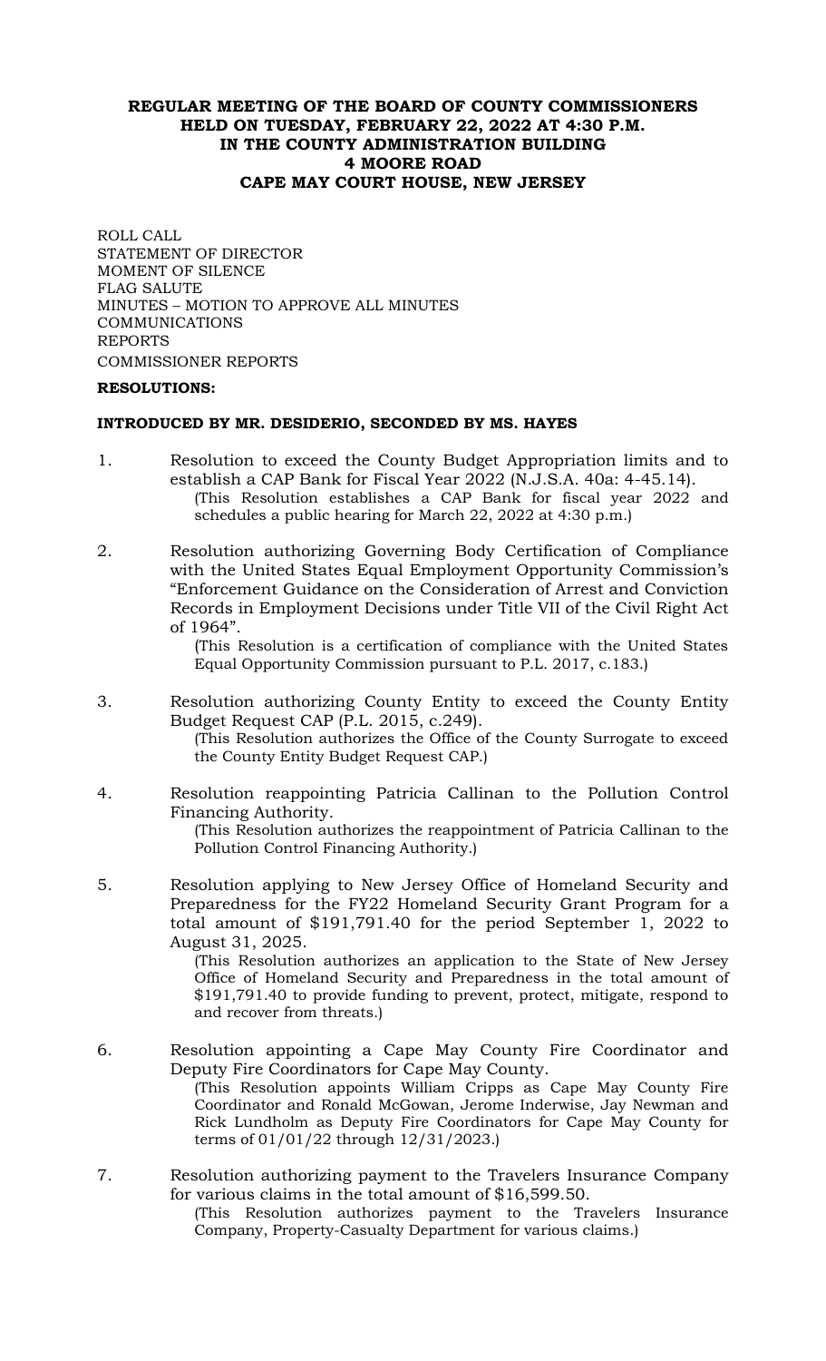# REGULAR MEETING OF THE BOARD OF COUNTY COMMISSIONERS HELD ON TUESDAY, FEBRUARY 22, 2022 AT 4:30 P.M. IN THE COUNTY ADMINISTRATION BUILDING 4 MOORE ROAD CAPE MAY COURT HOUSE, NEW JERSEY

ROLL CALL
STATEMENT OF DIRECTOR
MOMENT OF SILENCE
FLAG SALUTE
MINUTES – MOTION TO APPROVE ALL MINUTES
COMMUNICATIONS
REPORTS
COMMISSIONER REPORTS

**RESOLUTIONS:**

**INTRODUCED BY MR. DESIDERIO, SECONDED BY MS. HAYES**

1. Resolution to exceed the County Budget Appropriation limits and to establish a CAP Bank for Fiscal Year 2022 (N.J.S.A. 40a: 4-45.14).
   (This Resolution establishes a CAP Bank for fiscal year 2022 and schedules a public hearing for March 22, 2022 at 4:30 p.m.)

2. Resolution authorizing Governing Body Certification of Compliance with the United States Equal Employment Opportunity Commission's "Enforcement Guidance on the Consideration of Arrest and Conviction Records in Employment Decisions under Title VII of the Civil Right Act of 1964".
   (This Resolution is a certification of compliance with the United States Equal Opportunity Commission pursuant to P.L. 2017, c.183.)

3. Resolution authorizing County Entity to exceed the County Entity Budget Request CAP (P.L. 2015, c.249).
   (This Resolution authorizes the Office of the County Surrogate to exceed the County Entity Budget Request CAP.)

4. Resolution reappointing Patricia Callinan to the Pollution Control Financing Authority.
   (This Resolution authorizes the reappointment of Patricia Callinan to the Pollution Control Financing Authority.)

5. Resolution applying to New Jersey Office of Homeland Security and Preparedness for the FY22 Homeland Security Grant Program for a total amount of $191,791.40 for the period September 1, 2022 to August 31, 2025.
   (This Resolution authorizes an application to the State of New Jersey Office of Homeland Security and Preparedness in the total amount of $191,791.40 to provide funding to prevent, protect, mitigate, respond to and recover from threats.)

6. Resolution appointing a Cape May County Fire Coordinator and Deputy Fire Coordinators for Cape May County.
   (This Resolution appoints William Cripps as Cape May County Fire Coordinator and Ronald McGowan, Jerome Inderwise, Jay Newman and Rick Lundholm as Deputy Fire Coordinators for Cape May County for terms of 01/01/22 through 12/31/2023.)

7. Resolution authorizing payment to the Travelers Insurance Company for various claims in the total amount of $16,599.50.
   (This Resolution authorizes payment to the Travelers Insurance Company, Property-Casualty Department for various claims.)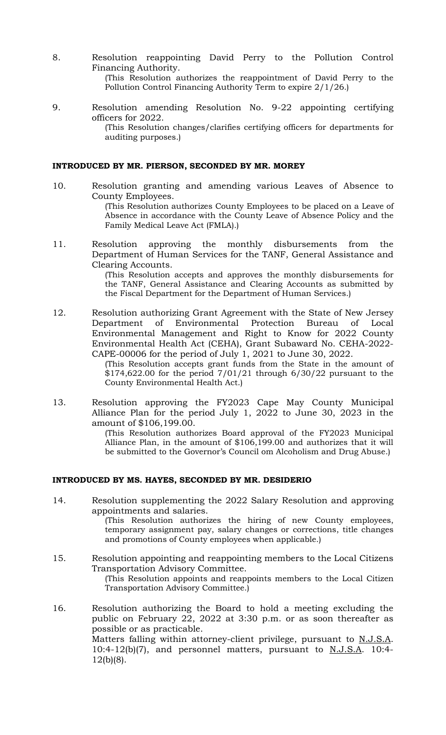8. Resolution reappointing David Perry to the Pollution Control Financing Authority.

   (This Resolution authorizes the reappointment of David Perry to the Pollution Control Financing Authority Term to expire 2/1/26.)

9. Resolution amending Resolution No. 9-22 appointing certifying officers for 2022.

   (This Resolution changes/clarifies certifying officers for departments for auditing purposes.)

**INTRODUCED BY MR. PIERSON, SECONDED BY MR. MOREY**

10. Resolution granting and amending various Leaves of Absence to County Employees.

    (This Resolution authorizes County Employees to be placed on a Leave of Absence in accordance with the County Leave of Absence Policy and the Family Medical Leave Act (FMLA).)

11. Resolution approving the monthly disbursements from the Department of Human Services for the TANF, General Assistance and Clearing Accounts.

    (This Resolution accepts and approves the monthly disbursements for the TANF, General Assistance and Clearing Accounts as submitted by the Fiscal Department for the Department of Human Services.)

12. Resolution authorizing Grant Agreement with the State of New Jersey Department of Environmental Protection Bureau of Local Environmental Management and Right to Know for 2022 County Environmental Health Act (CEHA), Grant Subaward No. CEHA-2022-CAPE-00006 for the period of July 1, 2021 to June 30, 2022.

    (This Resolution accepts grant funds from the State in the amount of $174,622.00 for the period 7/01/21 through 6/30/22 pursuant to the County Environmental Health Act.)

13. Resolution approving the FY2023 Cape May County Municipal Alliance Plan for the period July 1, 2022 to June 30, 2023 in the amount of $106,199.00.

    (This Resolution authorizes Board approval of the FY2023 Municipal Alliance Plan, in the amount of $106,199.00 and authorizes that it will be submitted to the Governor's Council om Alcoholism and Drug Abuse.)

**INTRODUCED BY MS. HAYES, SECONDED BY MR. DESIDERIO**

14. Resolution supplementing the 2022 Salary Resolution and approving appointments and salaries.

    (This Resolution authorizes the hiring of new County employees, temporary assignment pay, salary changes or corrections, title changes and promotions of County employees when applicable.)

15. Resolution appointing and reappointing members to the Local Citizens Transportation Advisory Committee.

    (This Resolution appoints and reappoints members to the Local Citizen Transportation Advisory Committee.)

16. Resolution authorizing the Board to hold a meeting excluding the public on February 22, 2022 at 3:30 p.m. or as soon thereafter as possible or as practicable.

    Matters falling within attorney-client privilege, pursuant to N.J.S.A. 10:4-12(b)(7), and personnel matters, pursuant to N.J.S.A. 10:4-12(b)(8).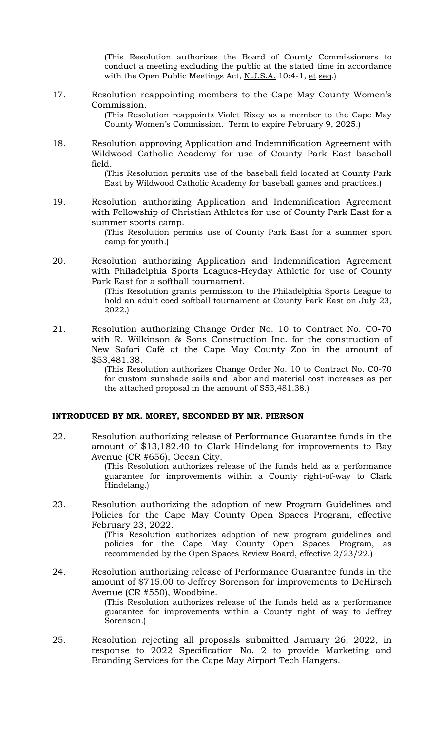(This Resolution authorizes the Board of County Commissioners to conduct a meeting excluding the public at the stated time in accordance with the Open Public Meetings Act, N.J.S.A. 10:4-1, et seq.)

17. Resolution reappointing members to the Cape May County Women's Commission.

    (This Resolution reappoints Violet Rixey as a member to the Cape May County Women's Commission. Term to expire February 9, 2025.)

18. Resolution approving Application and Indemnification Agreement with Wildwood Catholic Academy for use of County Park East baseball field.

    (This Resolution permits use of the baseball field located at County Park East by Wildwood Catholic Academy for baseball games and practices.)

19. Resolution authorizing Application and Indemnification Agreement with Fellowship of Christian Athletes for use of County Park East for a summer sports camp.

    (This Resolution permits use of County Park East for a summer sport camp for youth.)

20. Resolution authorizing Application and Indemnification Agreement with Philadelphia Sports Leagues-Heyday Athletic for use of County Park East for a softball tournament.

    (This Resolution grants permission to the Philadelphia Sports League to hold an adult coed softball tournament at County Park East on July 23, 2022.)

21. Resolution authorizing Change Order No. 10 to Contract No. C0-70 with R. Wilkinson & Sons Construction Inc. for the construction of New Safari Café at the Cape May County Zoo in the amount of $53,481.38.

    (This Resolution authorizes Change Order No. 10 to Contract No. C0-70 for custom sunshade sails and labor and material cost increases as per the attached proposal in the amount of $53,481.38.)

**INTRODUCED BY MR. MOREY, SECONDED BY MR. PIERSON**

22. Resolution authorizing release of Performance Guarantee funds in the amount of $13,182.40 to Clark Hindelang for improvements to Bay Avenue (CR #656), Ocean City.

    (This Resolution authorizes release of the funds held as a performance guarantee for improvements within a County right-of-way to Clark Hindelang.)

23. Resolution authorizing the adoption of new Program Guidelines and Policies for the Cape May County Open Spaces Program, effective February 23, 2022.

    (This Resolution authorizes adoption of new program guidelines and policies for the Cape May County Open Spaces Program, as recommended by the Open Spaces Review Board, effective 2/23/22.)

24. Resolution authorizing release of Performance Guarantee funds in the amount of $715.00 to Jeffrey Sorenson for improvements to DeHirsch Avenue (CR #550), Woodbine.

    (This Resolution authorizes release of the funds held as a performance guarantee for improvements within a County right of way to Jeffrey Sorenson.)

25. Resolution rejecting all proposals submitted January 26, 2022, in response to 2022 Specification No. 2 to provide Marketing and Branding Services for the Cape May Airport Tech Hangers.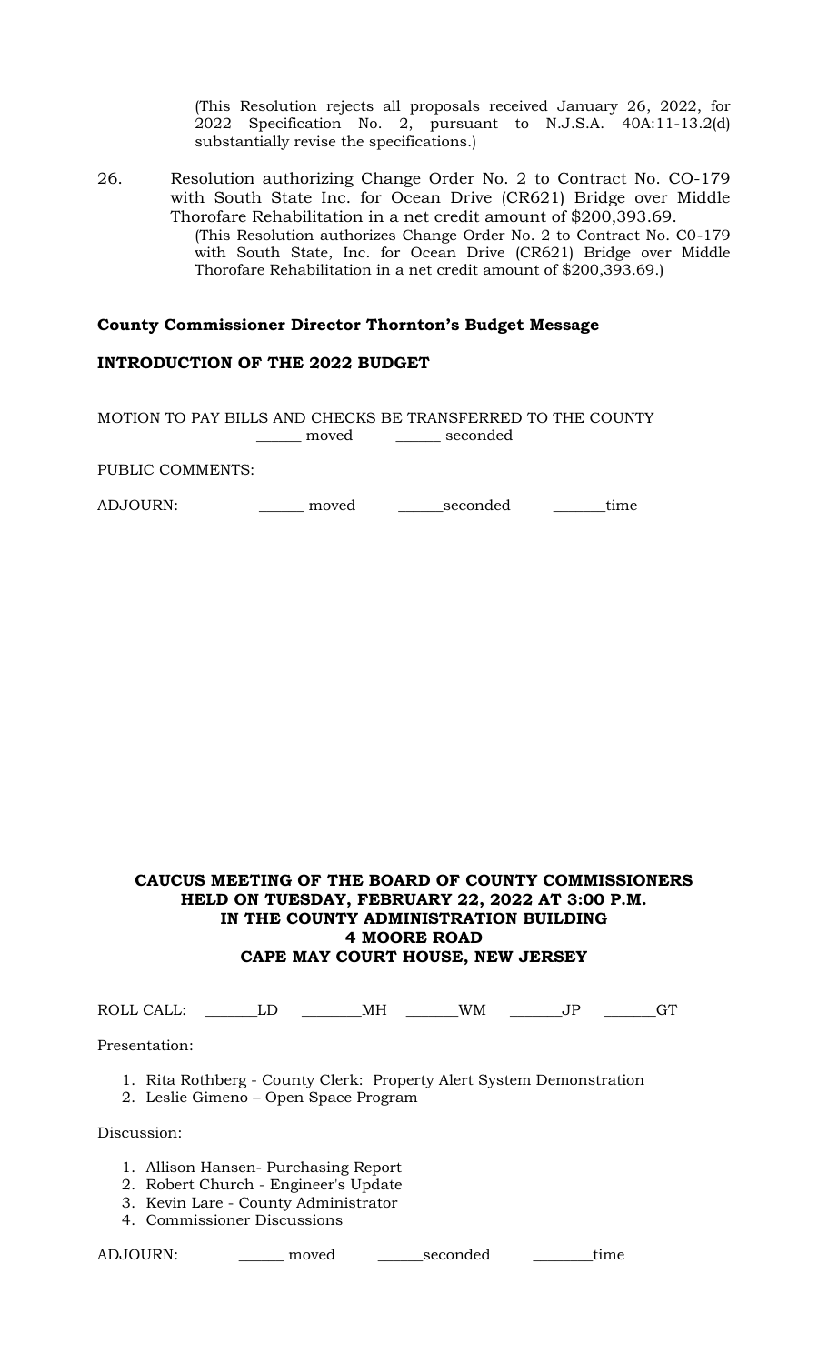(This Resolution rejects all proposals received January 26, 2022, for 2022 Specification No. 2, pursuant to N.J.S.A. 40A:11-13.2(d) substantially revise the specifications.)

26. Resolution authorizing Change Order No. 2 to Contract No. CO-179 with South State Inc. for Ocean Drive (CR621) Bridge over Middle Thorofare Rehabilitation in a net credit amount of $200,393.69.
    (This Resolution authorizes Change Order No. 2 to Contract No. C0-179 with South State, Inc. for Ocean Drive (CR621) Bridge over Middle Thorofare Rehabilitation in a net credit amount of $200,393.69.)

**County Commissioner Director Thornton's Budget Message**

**INTRODUCTION OF THE 2022 BUDGET**

MOTION TO PAY BILLS AND CHECKS BE TRANSFERRED TO THE COUNTY
______ moved ______ seconded

PUBLIC COMMENTS:

ADJOURN: ______ moved ______seconded _______time

**CAUCUS MEETING OF THE BOARD OF COUNTY COMMISSIONERS**
**HELD ON TUESDAY, FEBRUARY 22, 2022 AT 3:00 P.M.**
**IN THE COUNTY ADMINISTRATION BUILDING**
**4 MOORE ROAD**
**CAPE MAY COURT HOUSE, NEW JERSEY**

ROLL CALL: _______LD ________MH _______WM _______JP _______GT

Presentation:

1. Rita Rothberg - County Clerk: Property Alert System Demonstration
2. Leslie Gimeno – Open Space Program

Discussion:

1. Allison Hansen- Purchasing Report
2. Robert Church - Engineer's Update
3. Kevin Lare - County Administrator
4. Commissioner Discussions

ADJOURN: ______ moved ______seconded ________time